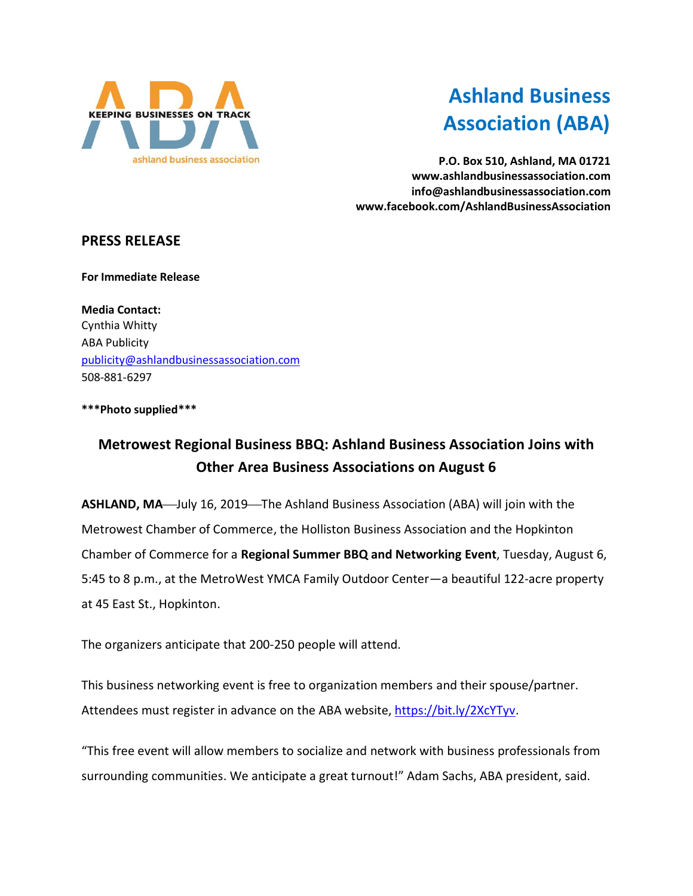KEEPING BUSINESSES ON TRACK

ashland business association

# Ashland Business Association (ABA)

**P.O. Box 510, Ashland, MA 01721**
**www.ashlandbusinessassociation.com**
**info@ashlandbusinessassociation.com**
**www.facebook.com/AshlandBusinessAssociation**

## PRESS RELEASE

**For Immediate Release**

**Media Contact:**
Cynthia Whitty
ABA Publicity
publicity@ashlandbusinessassociation.com
508-881-6297

*****Photo supplied*****

### Metrowest Regional Business BBQ: Ashland Business Association Joins with Other Area Business Associations on August 6

**ASHLAND, MA**—July 16, 2019—The Ashland Business Association (ABA) will join with the Metrowest Chamber of Commerce, the Holliston Business Association and the Hopkinton Chamber of Commerce for a **Regional Summer BBQ and Networking Event**, Tuesday, August 6, 5:45 to 8 p.m., at the MetroWest YMCA Family Outdoor Center—a beautiful 122-acre property at 45 East St., Hopkinton.

The organizers anticipate that 200-250 people will attend.

This business networking event is free to organization members and their spouse/partner. Attendees must register in advance on the ABA website, https://bit.ly/2XcYTyv.

"This free event will allow members to socialize and network with business professionals from surrounding communities. We anticipate a great turnout!" Adam Sachs, ABA president, said.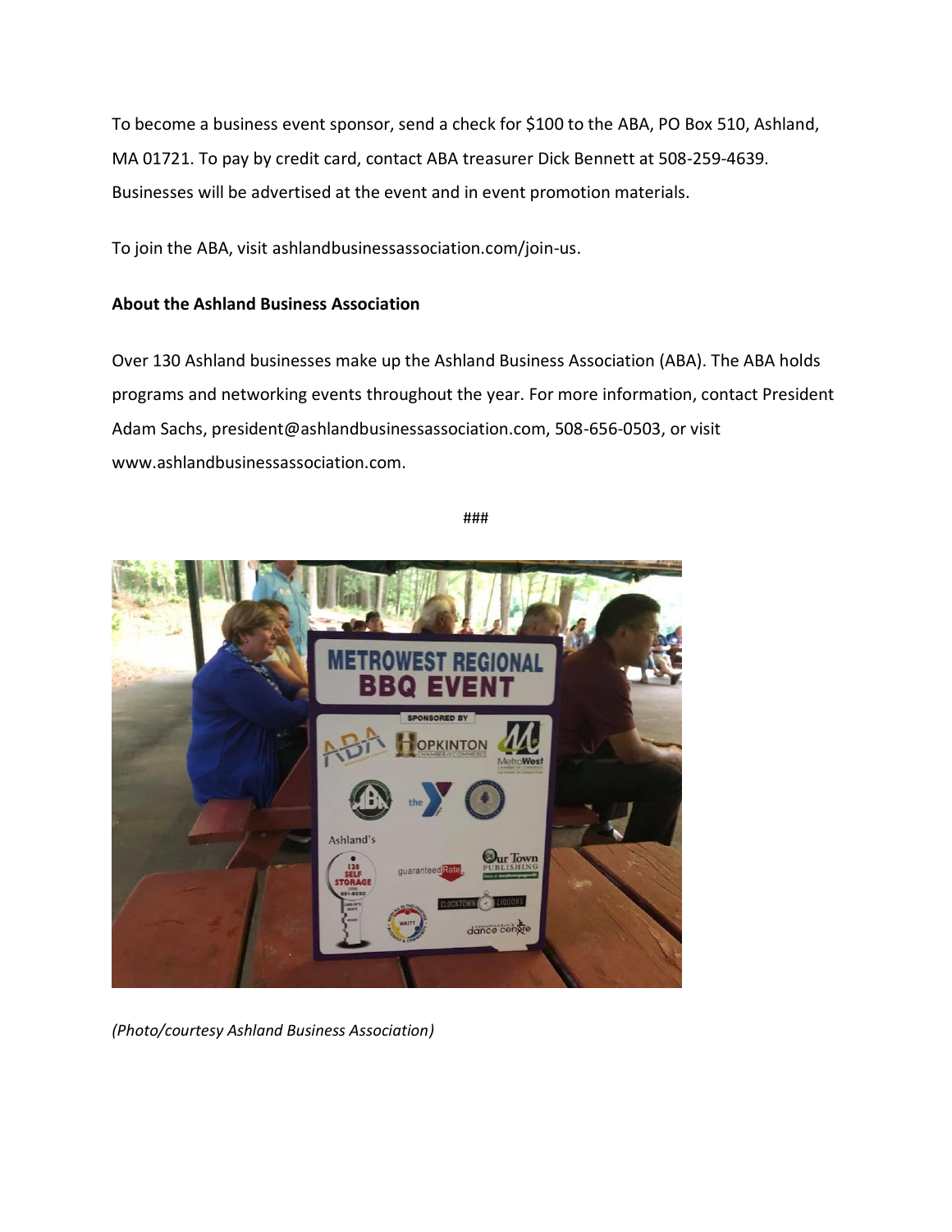To become a business event sponsor, send a check for $100 to the ABA, PO Box 510, Ashland, MA 01721. To pay by credit card, contact ABA treasurer Dick Bennett at 508-259-4639. Businesses will be advertised at the event and in event promotion materials.

To join the ABA, visit ashlandbusinessassociation.com/join-us.

**About the Ashland Business Association**

Over 130 Ashland businesses make up the Ashland Business Association (ABA). The ABA holds programs and networking events throughout the year. For more information, contact President Adam Sachs, president@ashlandbusinessassociation.com, 508-656-0503, or visit www.ashlandbusinessassociation.com.

###

*(Photo/courtesy Ashland Business Association)*